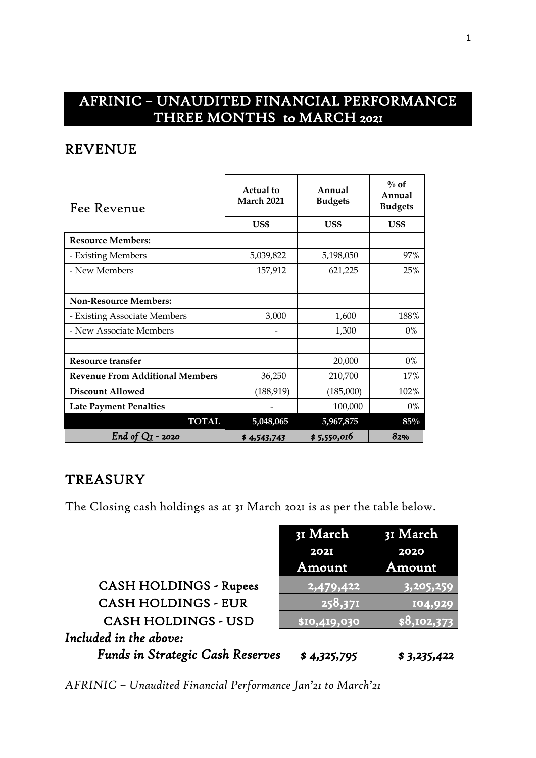# AFRINIC – UNAUDITED FINANCIAL PERFORMANCE THREE MONTHS to MARCH 2021

## REVENUE

| Fee Revenue | Actual to March 2021 | Annual Budgets | % of Annual Budgets |
|---|---|---|---|
| | US$ | US$ | US$ |
| **Resource Members:** | | | |
| - Existing Members | 5,039,822 | 5,198,050 | 97% |
| - New Members | 157,912 | 621,225 | 25% |
| | | | |
| **Non-Resource Members:** | | | |
| - Existing Associate Members | 3,000 | 1,600 | 188% |
| - New Associate Members | - | 1,300 | 0% |
| | | | |
| **Resource transfer** | | 20,000 | 0% |
| **Revenue From Additional Members** | 36,250 | 210,700 | 17% |
| **Discount Allowed** | (188,919) | (185,000) | 102% |
| **Late Payment Penalties** | - | 100,000 | 0% |
| **TOTAL** | **5,048,065** | **5,967,875** | **85%** |
| *End of Q1 - 2020* | *$ 4,543,743* | *$ 5,550,016* | *82%* |

## TREASURY

The Closing cash holdings as at 31 March 2021 is as per the table below.

| | 31 March 2021 Amount | 31 March 2020 Amount |
|---|---|---|
| CASH HOLDINGS - Rupees | 2,479,422 | 3,205,259 |
| CASH HOLDINGS - EUR | 258,371 | 104,929 |
| CASH HOLDINGS - USD | $10,419,030 | $8,102,373 |
| *Included in the above:* | | |
| *Funds in Strategic Cash Reserves* | *$ 4,325,795* | *$ 3,235,422* |

*AFRINIC – Unaudited Financial Performance Jan'21 to March'21*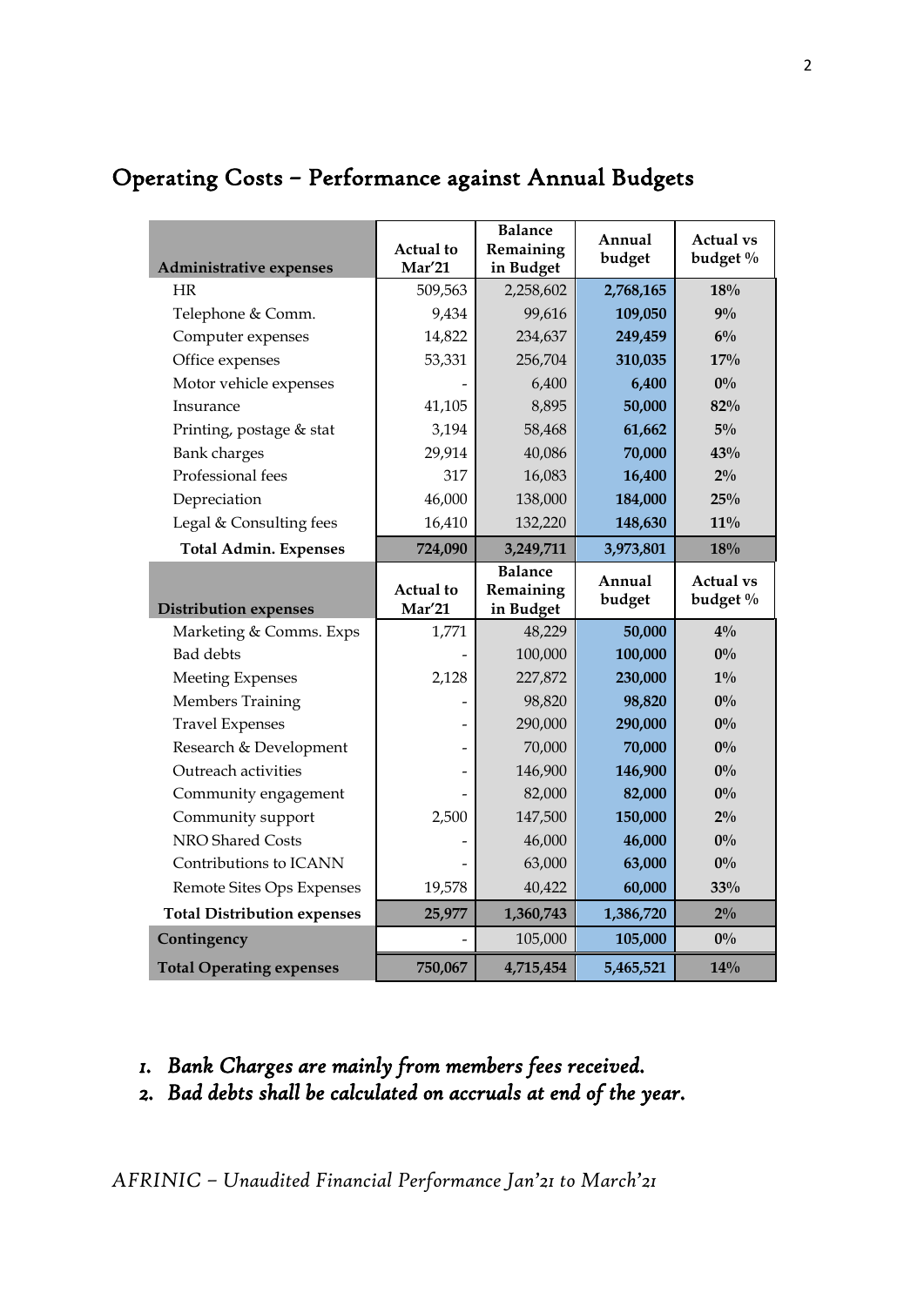# Operating Costs – Performance against Annual Budgets

| Administrative expenses | Actual to Mar'21 | Balance Remaining in Budget | Annual budget | Actual vs budget % |
|---|---|---|---|---|
| HR | 509,563 | 2,258,602 | **2,768,165** | **18%** |
| Telephone & Comm. | 9,434 | 99,616 | **109,050** | **9%** |
| Computer expenses | 14,822 | 234,637 | **249,459** | **6%** |
| Office expenses | 53,331 | 256,704 | **310,035** | **17%** |
| Motor vehicle expenses | - | 6,400 | **6,400** | **0%** |
| Insurance | 41,105 | 8,895 | **50,000** | **82%** |
| Printing, postage & stat | 3,194 | 58,468 | **61,662** | **5%** |
| Bank charges | 29,914 | 40,086 | **70,000** | **43%** |
| Professional fees | 317 | 16,083 | **16,400** | **2%** |
| Depreciation | 46,000 | 138,000 | **184,000** | **25%** |
| Legal & Consulting fees | 16,410 | 132,220 | **148,630** | **11%** |
| **Total Admin. Expenses** | **724,090** | **3,249,711** | **3,973,801** | **18%** |
| **Distribution expenses** | **Actual to Mar'21** | **Balance Remaining in Budget** | **Annual budget** | **Actual vs budget %** |
| Marketing & Comms. Exps | 1,771 | 48,229 | **50,000** | **4%** |
| Bad debts | - | 100,000 | **100,000** | **0%** |
| Meeting Expenses | 2,128 | 227,872 | **230,000** | **1%** |
| Members Training | - | 98,820 | **98,820** | **0%** |
| Travel Expenses | - | 290,000 | **290,000** | **0%** |
| Research & Development | - | 70,000 | **70,000** | **0%** |
| Outreach activities | - | 146,900 | **146,900** | **0%** |
| Community engagement | - | 82,000 | **82,000** | **0%** |
| Community support | 2,500 | 147,500 | **150,000** | **2%** |
| NRO Shared Costs | - | 46,000 | **46,000** | **0%** |
| Contributions to ICANN | - | 63,000 | **63,000** | **0%** |
| Remote Sites Ops Expenses | 19,578 | 40,422 | **60,000** | **33%** |
| **Total Distribution expenses** | **25,977** | **1,360,743** | **1,386,720** | **2%** |
| **Contingency** | - | 105,000 | **105,000** | **0%** |
| **Total Operating expenses** | **750,067** | **4,715,454** | **5,465,521** | **14%** |

1. *Bank Charges are mainly from members fees received.*
2. *Bad debts shall be calculated on accruals at end of the year.*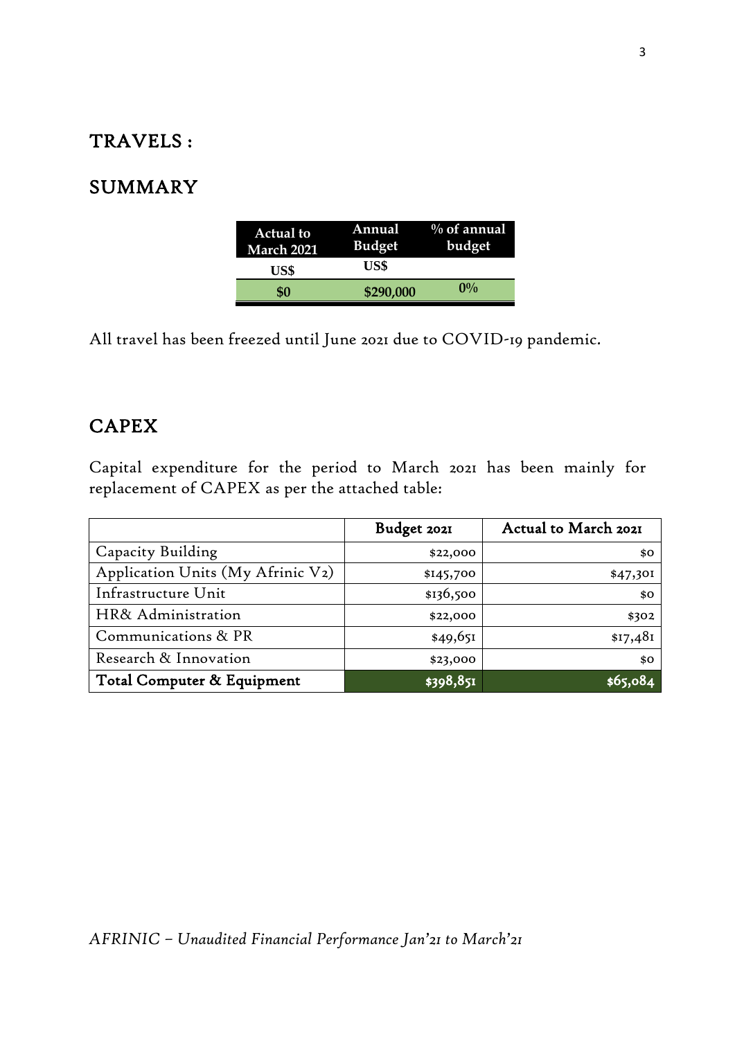# TRAVELS :

# SUMMARY

| Actual to March 2021 | Annual Budget | % of annual budget |
|---|---|---|
| US$ | US$ | |
| $0 | $290,000 | 0% |

All travel has been freezed until June 2021 due to COVID-19 pandemic.

# CAPEX

Capital expenditure for the period to March 2021 has been mainly for replacement of CAPEX as per the attached table:

| | Budget 2021 | Actual to March 2021 |
|---|---|---|
| Capacity Building | $22,000 | $0 |
| Application Units (My Afrinic V2) | $145,700 | $47,301 |
| Infrastructure Unit | $136,500 | $0 |
| HR& Administration | $22,000 | $302 |
| Communications & PR | $49,651 | $17,481 |
| Research & Innovation | $23,000 | $0 |
| **Total Computer & Equipment** | **$398,851** | **$65,084** |

*AFRINIC – Unaudited Financial Performance Jan'21 to March'21*